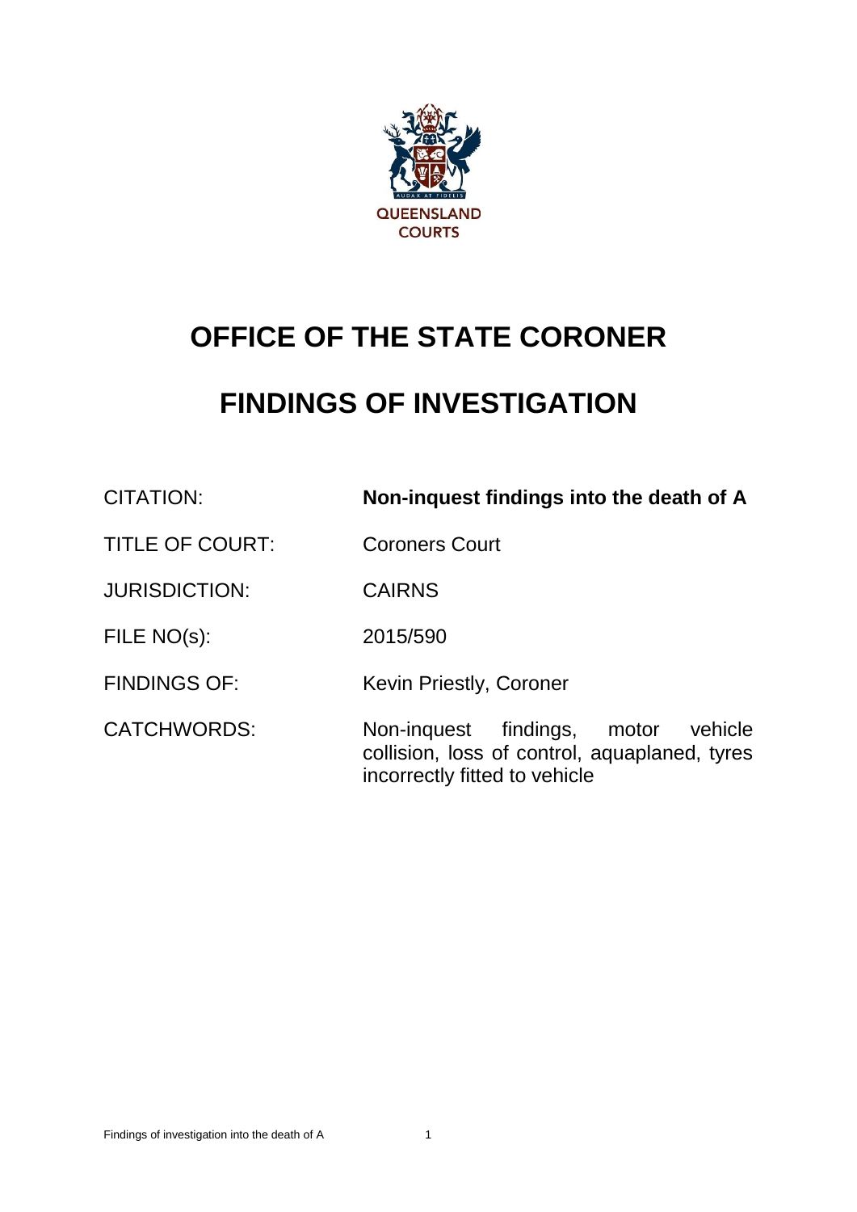QUEENSLAND COURTS

# OFFICE OF THE STATE CORONER

# FINDINGS OF INVESTIGATION

| | |
|---|---|
| CITATION: | **Non-inquest findings into the death of A** |
| TITLE OF COURT: | Coroners Court |
| JURISDICTION: | CAIRNS |
| FILE NO(s): | 2015/590 |
| FINDINGS OF: | Kevin Priestly, Coroner |
| CATCHWORDS: | Non-inquest findings, motor vehicle collision, loss of control, aquaplaned, tyres incorrectly fitted to vehicle |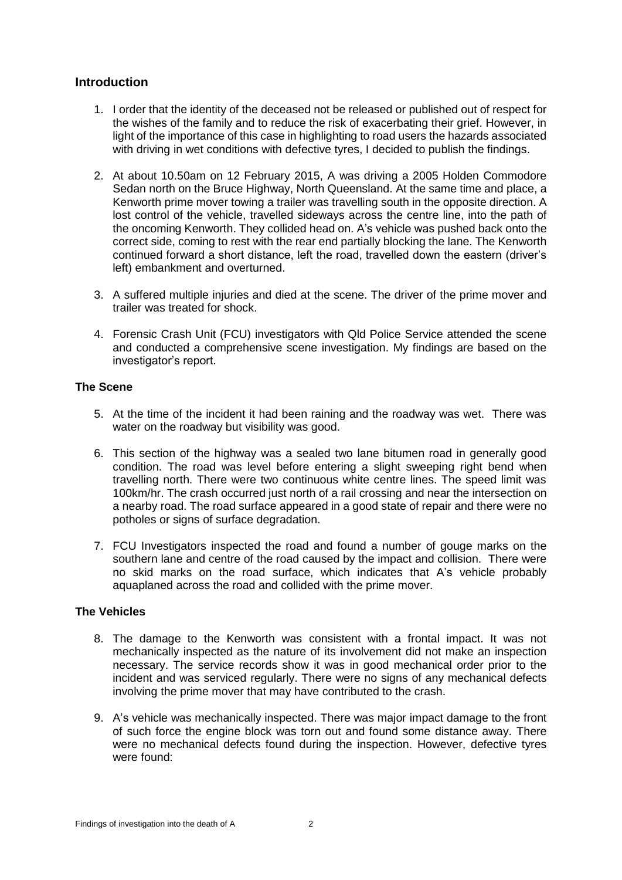## Introduction

1. I order that the identity of the deceased not be released or published out of respect for the wishes of the family and to reduce the risk of exacerbating their grief. However, in light of the importance of this case in highlighting to road users the hazards associated with driving in wet conditions with defective tyres, I decided to publish the findings.

2. At about 10.50am on 12 February 2015, A was driving a 2005 Holden Commodore Sedan north on the Bruce Highway, North Queensland. At the same time and place, a Kenworth prime mover towing a trailer was travelling south in the opposite direction. A lost control of the vehicle, travelled sideways across the centre line, into the path of the oncoming Kenworth. They collided head on. A's vehicle was pushed back onto the correct side, coming to rest with the rear end partially blocking the lane. The Kenworth continued forward a short distance, left the road, travelled down the eastern (driver's left) embankment and overturned.

3. A suffered multiple injuries and died at the scene. The driver of the prime mover and trailer was treated for shock.

4. Forensic Crash Unit (FCU) investigators with Qld Police Service attended the scene and conducted a comprehensive scene investigation. My findings are based on the investigator's report.

### The Scene

5. At the time of the incident it had been raining and the roadway was wet. There was water on the roadway but visibility was good.

6. This section of the highway was a sealed two lane bitumen road in generally good condition. The road was level before entering a slight sweeping right bend when travelling north. There were two continuous white centre lines. The speed limit was 100km/hr. The crash occurred just north of a rail crossing and near the intersection on a nearby road. The road surface appeared in a good state of repair and there were no potholes or signs of surface degradation.

7. FCU Investigators inspected the road and found a number of gouge marks on the southern lane and centre of the road caused by the impact and collision. There were no skid marks on the road surface, which indicates that A's vehicle probably aquaplaned across the road and collided with the prime mover.

### The Vehicles

8. The damage to the Kenworth was consistent with a frontal impact. It was not mechanically inspected as the nature of its involvement did not make an inspection necessary. The service records show it was in good mechanical order prior to the incident and was serviced regularly. There were no signs of any mechanical defects involving the prime mover that may have contributed to the crash.

9. A's vehicle was mechanically inspected. There was major impact damage to the front of such force the engine block was torn out and found some distance away. There were no mechanical defects found during the inspection. However, defective tyres were found: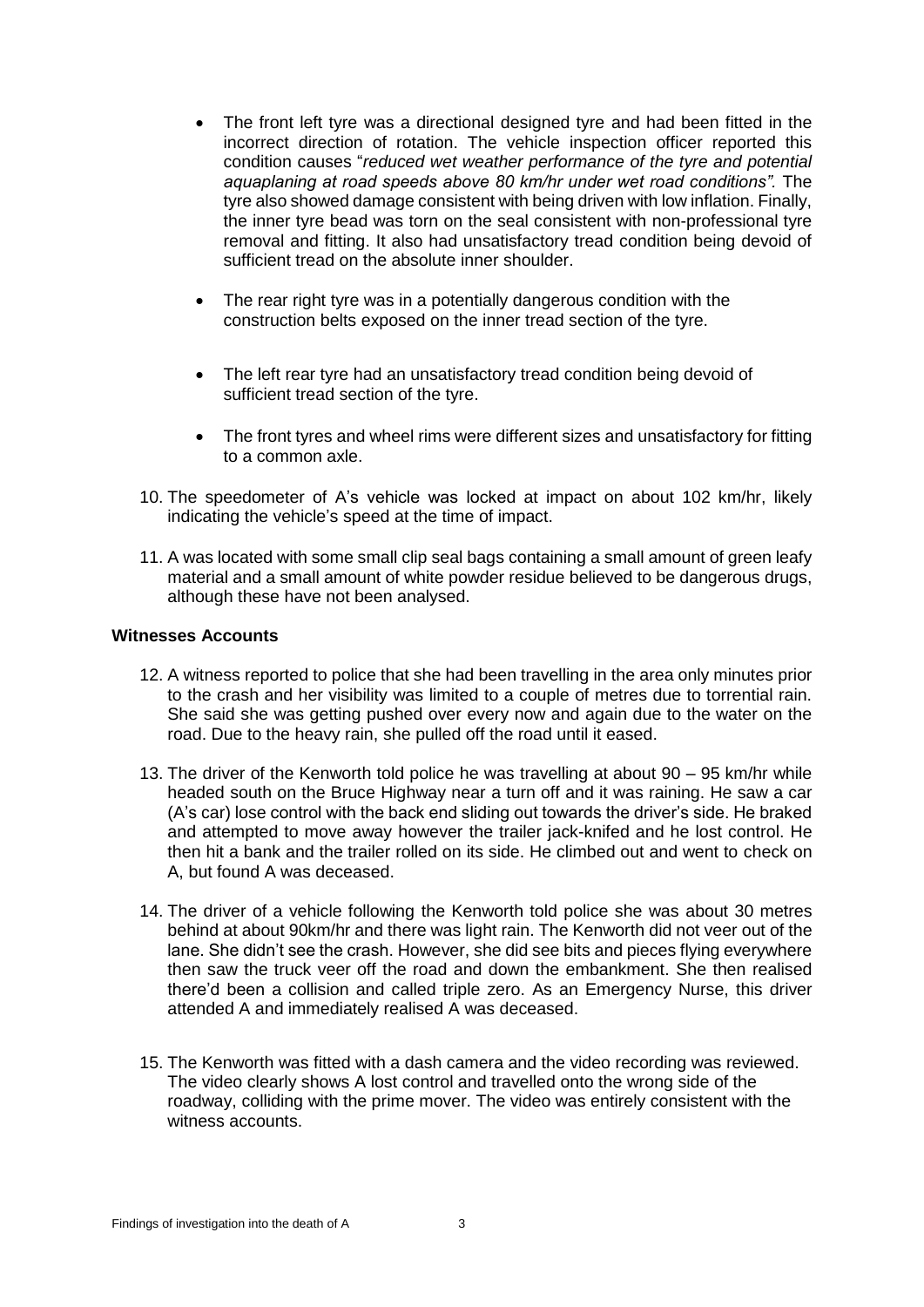- The front left tyre was a directional designed tyre and had been fitted in the incorrect direction of rotation. The vehicle inspection officer reported this condition causes "*reduced wet weather performance of the tyre and potential aquaplaning at road speeds above 80 km/hr under wet road conditions".* The tyre also showed damage consistent with being driven with low inflation. Finally, the inner tyre bead was torn on the seal consistent with non-professional tyre removal and fitting. It also had unsatisfactory tread condition being devoid of sufficient tread on the absolute inner shoulder.

- The rear right tyre was in a potentially dangerous condition with the construction belts exposed on the inner tread section of the tyre.

- The left rear tyre had an unsatisfactory tread condition being devoid of sufficient tread section of the tyre.

- The front tyres and wheel rims were different sizes and unsatisfactory for fitting to a common axle.

10. The speedometer of A's vehicle was locked at impact on about 102 km/hr, likely indicating the vehicle's speed at the time of impact.

11. A was located with some small clip seal bags containing a small amount of green leafy material and a small amount of white powder residue believed to be dangerous drugs, although these have not been analysed.

**Witnesses Accounts**

12. A witness reported to police that she had been travelling in the area only minutes prior to the crash and her visibility was limited to a couple of metres due to torrential rain. She said she was getting pushed over every now and again due to the water on the road. Due to the heavy rain, she pulled off the road until it eased.

13. The driver of the Kenworth told police he was travelling at about 90 – 95 km/hr while headed south on the Bruce Highway near a turn off and it was raining. He saw a car (A's car) lose control with the back end sliding out towards the driver's side. He braked and attempted to move away however the trailer jack-knifed and he lost control. He then hit a bank and the trailer rolled on its side. He climbed out and went to check on A, but found A was deceased.

14. The driver of a vehicle following the Kenworth told police she was about 30 metres behind at about 90km/hr and there was light rain. The Kenworth did not veer out of the lane. She didn't see the crash. However, she did see bits and pieces flying everywhere then saw the truck veer off the road and down the embankment. She then realised there'd been a collision and called triple zero. As an Emergency Nurse, this driver attended A and immediately realised A was deceased.

15. The Kenworth was fitted with a dash camera and the video recording was reviewed. The video clearly shows A lost control and travelled onto the wrong side of the roadway, colliding with the prime mover. The video was entirely consistent with the witness accounts.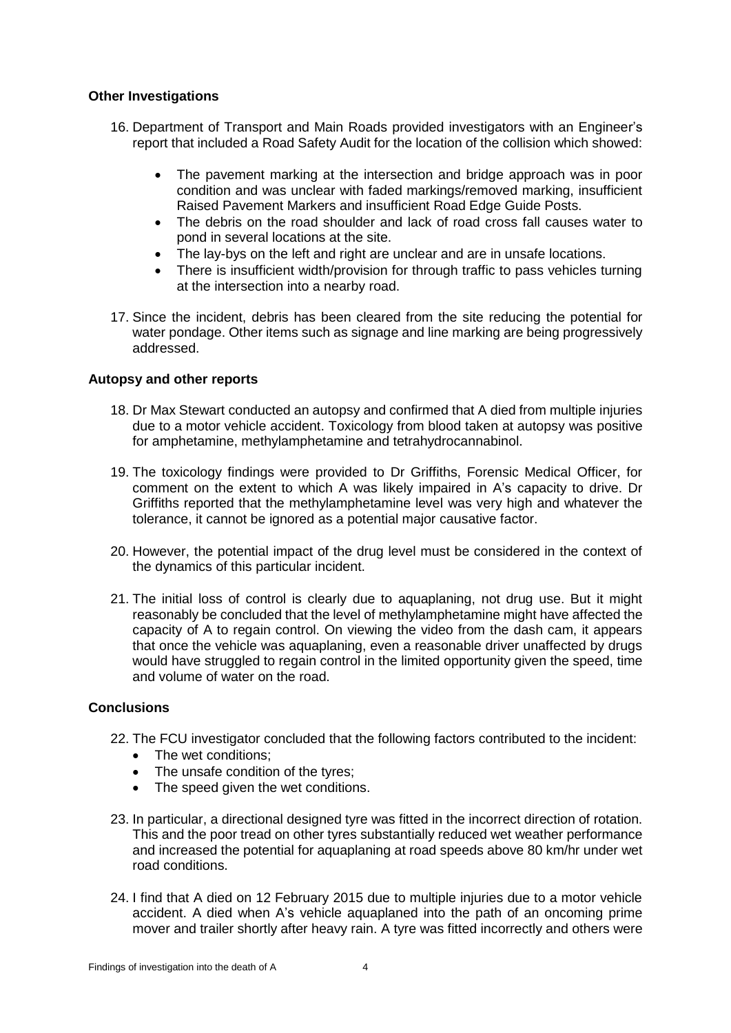**Other Investigations**

16. Department of Transport and Main Roads provided investigators with an Engineer's report that included a Road Safety Audit for the location of the collision which showed:

    - The pavement marking at the intersection and bridge approach was in poor condition and was unclear with faded markings/removed marking, insufficient Raised Pavement Markers and insufficient Road Edge Guide Posts.
    - The debris on the road shoulder and lack of road cross fall causes water to pond in several locations at the site.
    - The lay-bys on the left and right are unclear and are in unsafe locations.
    - There is insufficient width/provision for through traffic to pass vehicles turning at the intersection into a nearby road.

17. Since the incident, debris has been cleared from the site reducing the potential for water pondage. Other items such as signage and line marking are being progressively addressed.

**Autopsy and other reports**

18. Dr Max Stewart conducted an autopsy and confirmed that A died from multiple injuries due to a motor vehicle accident. Toxicology from blood taken at autopsy was positive for amphetamine, methylamphetamine and tetrahydrocannabinol.

19. The toxicology findings were provided to Dr Griffiths, Forensic Medical Officer, for comment on the extent to which A was likely impaired in A's capacity to drive. Dr Griffiths reported that the methylamphetamine level was very high and whatever the tolerance, it cannot be ignored as a potential major causative factor.

20. However, the potential impact of the drug level must be considered in the context of the dynamics of this particular incident.

21. The initial loss of control is clearly due to aquaplaning, not drug use. But it might reasonably be concluded that the level of methylamphetamine might have affected the capacity of A to regain control. On viewing the video from the dash cam, it appears that once the vehicle was aquaplaning, even a reasonable driver unaffected by drugs would have struggled to regain control in the limited opportunity given the speed, time and volume of water on the road.

**Conclusions**

22. The FCU investigator concluded that the following factors contributed to the incident:
    - The wet conditions;
    - The unsafe condition of the tyres;
    - The speed given the wet conditions.

23. In particular, a directional designed tyre was fitted in the incorrect direction of rotation. This and the poor tread on other tyres substantially reduced wet weather performance and increased the potential for aquaplaning at road speeds above 80 km/hr under wet road conditions.

24. I find that A died on 12 February 2015 due to multiple injuries due to a motor vehicle accident. A died when A's vehicle aquaplaned into the path of an oncoming prime mover and trailer shortly after heavy rain. A tyre was fitted incorrectly and others were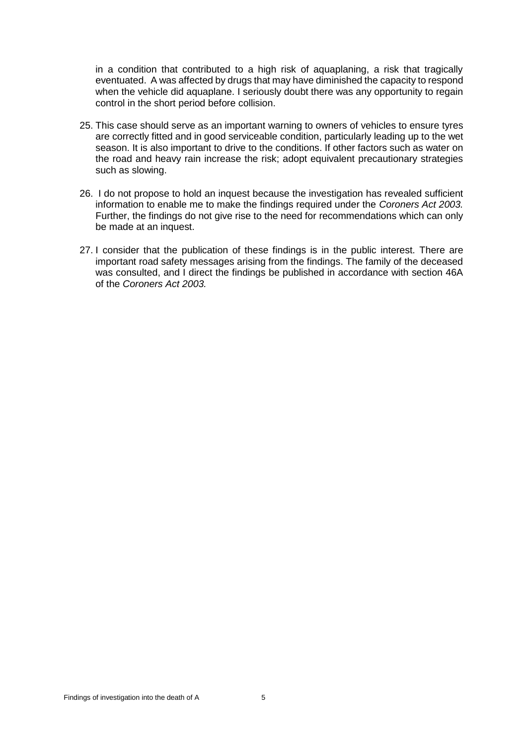in a condition that contributed to a high risk of aquaplaning, a risk that tragically eventuated. A was affected by drugs that may have diminished the capacity to respond when the vehicle did aquaplane. I seriously doubt there was any opportunity to regain control in the short period before collision.

25. This case should serve as an important warning to owners of vehicles to ensure tyres are correctly fitted and in good serviceable condition, particularly leading up to the wet season. It is also important to drive to the conditions. If other factors such as water on the road and heavy rain increase the risk; adopt equivalent precautionary strategies such as slowing.

26. I do not propose to hold an inquest because the investigation has revealed sufficient information to enable me to make the findings required under the *Coroners Act 2003.* Further, the findings do not give rise to the need for recommendations which can only be made at an inquest.

27. I consider that the publication of these findings is in the public interest. There are important road safety messages arising from the findings. The family of the deceased was consulted, and I direct the findings be published in accordance with section 46A of the *Coroners Act 2003.*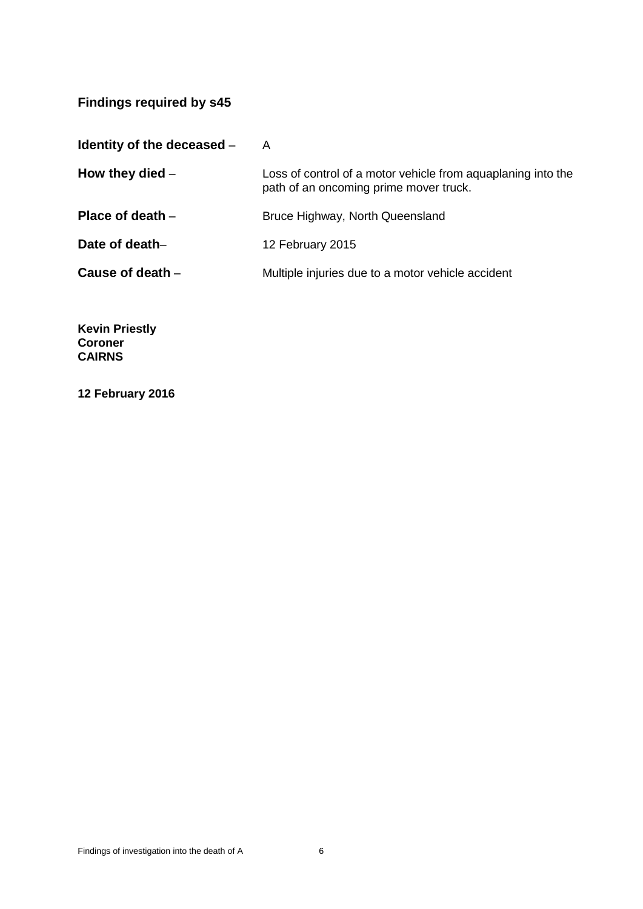## Findings required by s45

| | |
|---|---|
| **Identity of the deceased** – | A |
| **How they died** – | Loss of control of a motor vehicle from aquaplaning into the path of an oncoming prime mover truck. |
| **Place of death** – | Bruce Highway, North Queensland |
| **Date of death**– | 12 February 2015 |
| **Cause of death** – | Multiple injuries due to a motor vehicle accident |

**Kevin Priestly**
**Coroner**
**CAIRNS**

**12 February 2016**